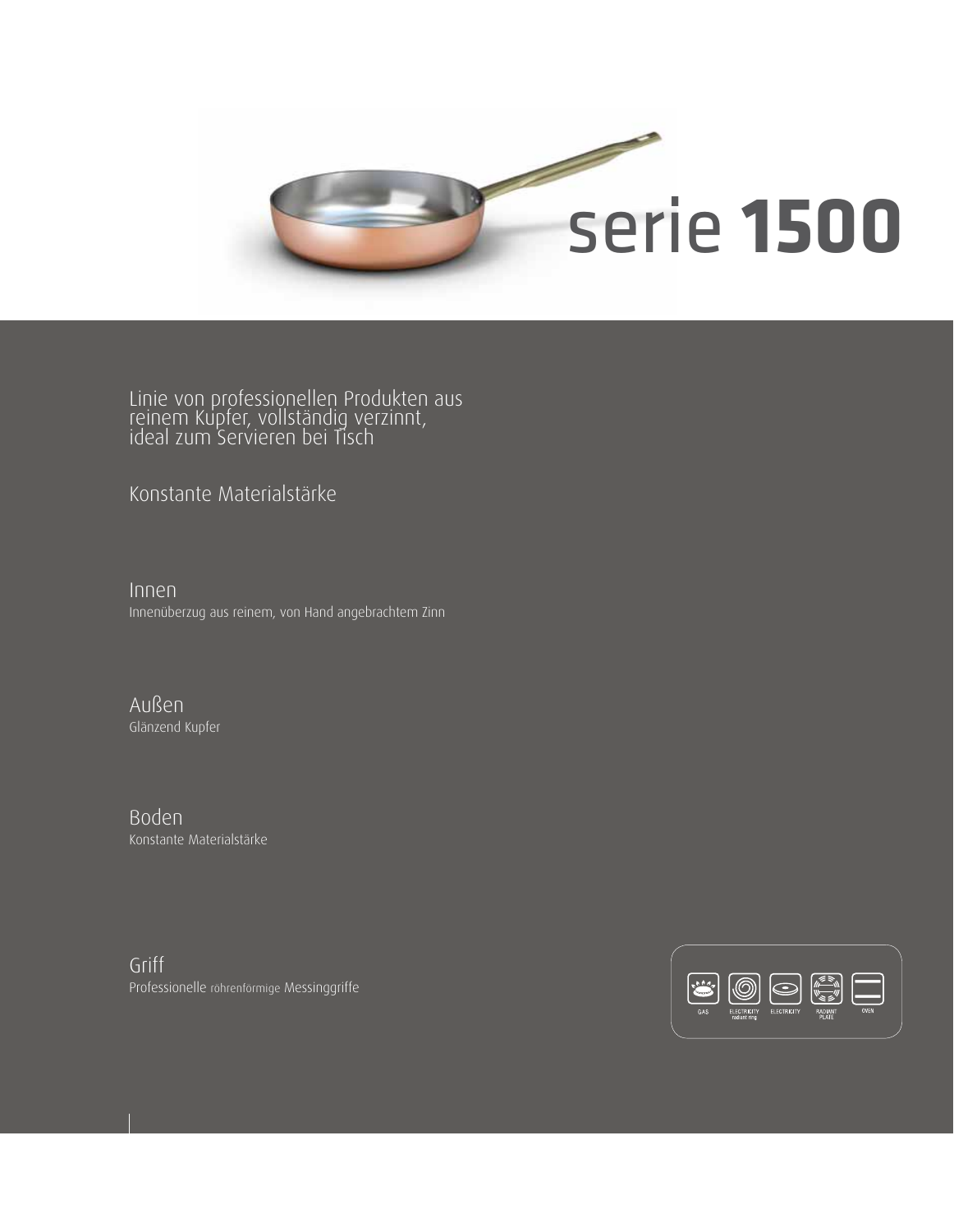# serie **1500**

Linie von professionellen Produkten aus reinem Kupfer, vollständig verzinnt, ideal zum Servieren bei Tisch

Konstante Materialstärke

## Innen
Innenüberzug aus reinem, von Hand angebrachtem Zinn

## Außen
Glänzend Kupfer

## Boden
Konstante Materialstärke

## Griff
Professionelle röhrenförmige Messinggriffe

GAS | ELECTRICITY radiant ring | ELECTRICITY | RADIANT PLATE | OVEN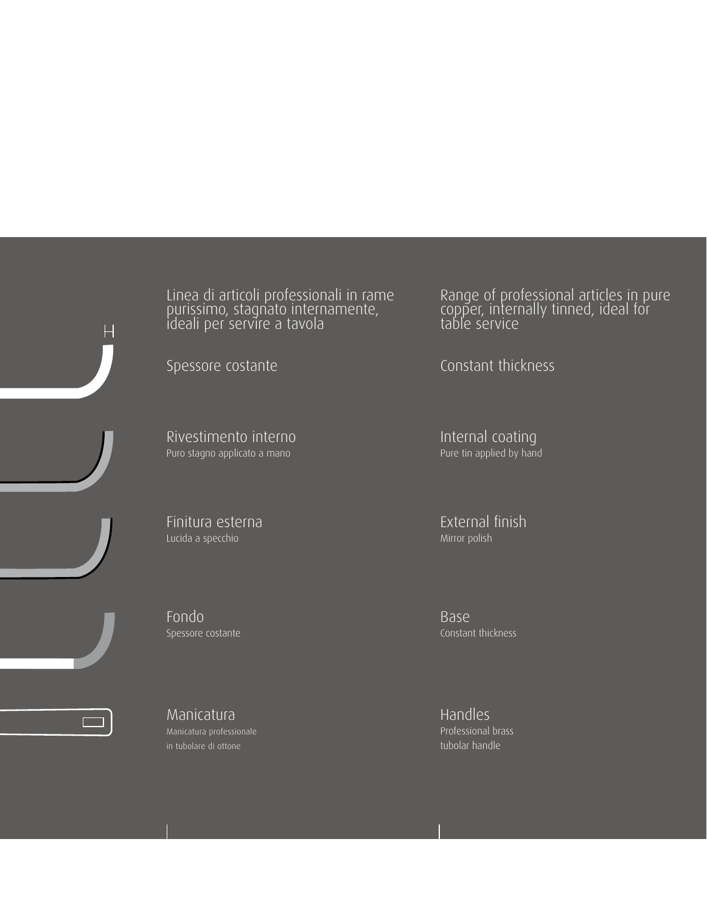Linea di articoli professionali in rame purissimo, stagnato internamente, ideali per servire a tavola

Range of professional articles in pure copper, internally tinned, ideal for table service

Spessore costante

Constant thickness

Rivestimento interno
Puro stagno applicato a mano

Internal coating
Pure tin applied by hand

Finitura esterna
Lucida a specchio

External finish
Mirror polish

Fondo
Spessore costante

Base
Constant thickness

Manicatura
Manicatura professionale in tubolare di ottone

Handles
Professional brass tubolar handle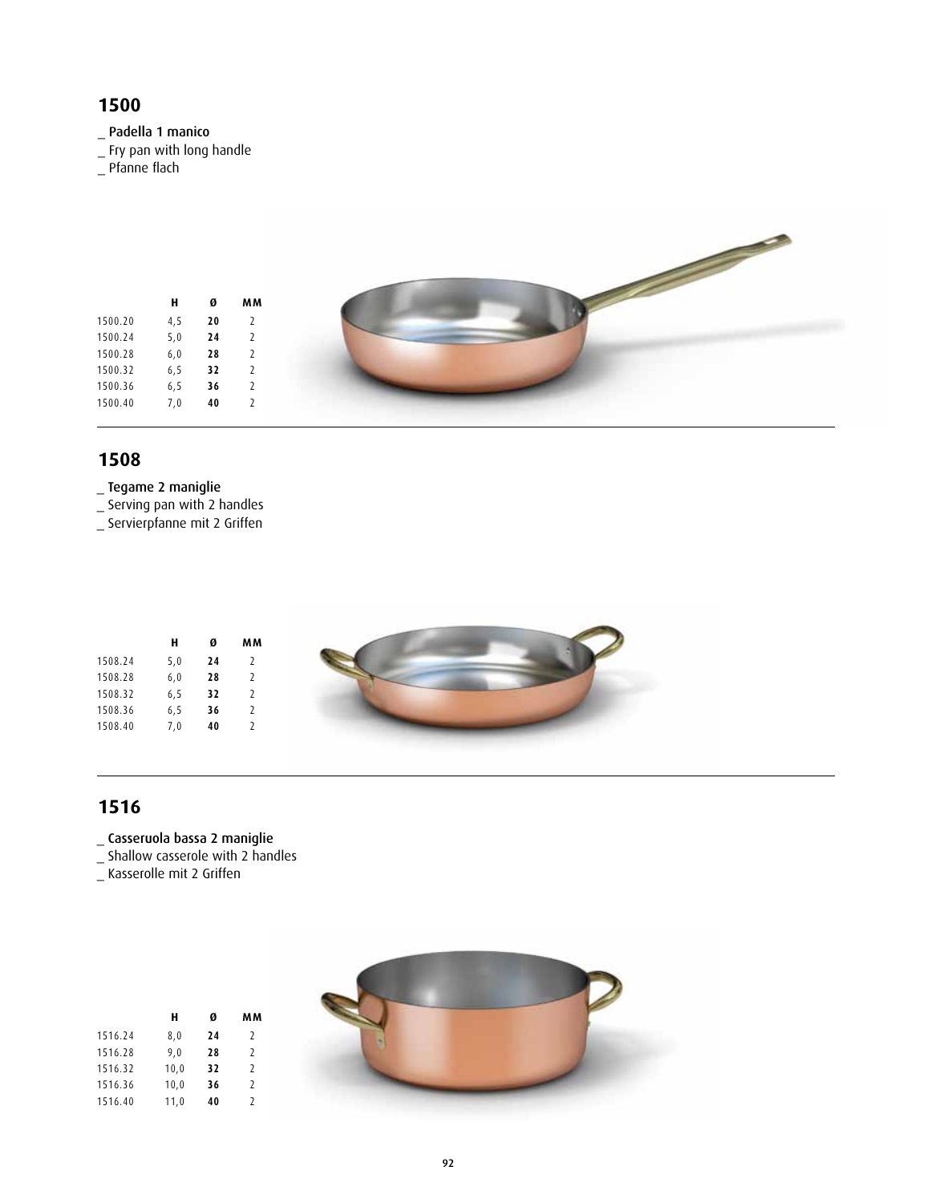## 1500

_ Padella 1 manico
_ Fry pan with long handle
_ Pfanne flach

| | H | Ø | MM |
|---|---|---|---|
| 1500.20 | 4,5 | **20** | 2 |
| 1500.24 | 5,0 | **24** | 2 |
| 1500.28 | 6,0 | **28** | 2 |
| 1500.32 | 6,5 | **32** | 2 |
| 1500.36 | 6,5 | **36** | 2 |
| 1500.40 | 7,0 | **40** | 2 |

## 1508

_ Tegame 2 maniglie
_ Serving pan with 2 handles
_ Servierpfanne mit 2 Griffen

| | H | Ø | MM |
|---|---|---|---|
| 1508.24 | 5,0 | **24** | 2 |
| 1508.28 | 6,0 | **28** | 2 |
| 1508.32 | 6,5 | **32** | 2 |
| 1508.36 | 6,5 | **36** | 2 |
| 1508.40 | 7,0 | **40** | 2 |

## 1516

_ Casseruola bassa 2 maniglie
_ Shallow casserole with 2 handles
_ Kasserolle mit 2 Griffen

| | H | Ø | MM |
|---|---|---|---|
| 1516.24 | 8,0 | **24** | 2 |
| 1516.28 | 9,0 | **28** | 2 |
| 1516.32 | 10,0 | **32** | 2 |
| 1516.36 | 10,0 | **36** | 2 |
| 1516.40 | 11,0 | **40** | 2 |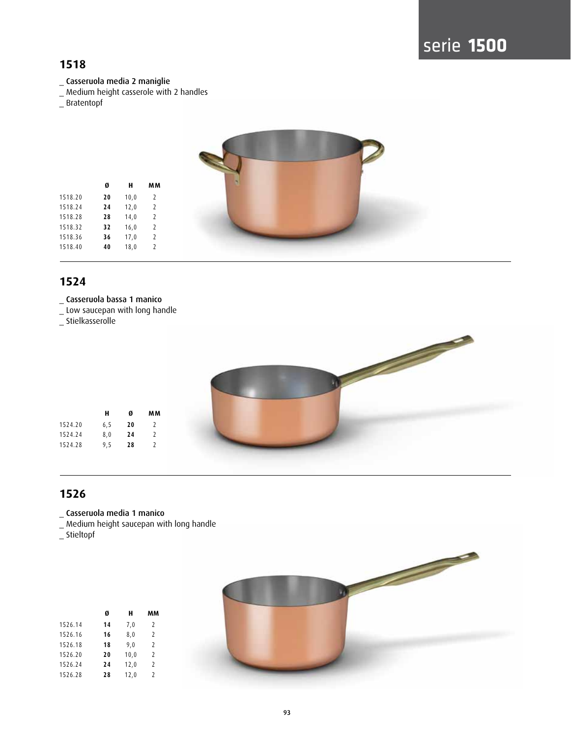# serie **1500**

## 1518

_ Casseruola media 2 maniglie
_ Medium height casserole with 2 handles
_ Bratentopf

| | Ø | H | MM |
|---|---|---|---|
| 1518.20 | **20** | 10,0 | 2 |
| 1518.24 | **24** | 12,0 | 2 |
| 1518.28 | **28** | 14,0 | 2 |
| 1518.32 | **32** | 16,0 | 2 |
| 1518.36 | **36** | 17,0 | 2 |
| 1518.40 | **40** | 18,0 | 2 |

## 1524

_ Casseruola bassa 1 manico
_ Low saucepan with long handle
_ Stielkasserolle

| | H | Ø | MM |
|---|---|---|---|
| 1524.20 | 6,5 | **20** | 2 |
| 1524.24 | 8,0 | **24** | 2 |
| 1524.28 | 9,5 | **28** | 2 |

## 1526

_ Casseruola media 1 manico
_ Medium height saucepan with long handle
_ Stieltopf

| | Ø | H | MM |
|---|---|---|---|
| 1526.14 | **14** | 7,0 | 2 |
| 1526.16 | **16** | 8,0 | 2 |
| 1526.18 | **18** | 9,0 | 2 |
| 1526.20 | **20** | 10,0 | 2 |
| 1526.24 | **24** | 12,0 | 2 |
| 1526.28 | **28** | 12,0 | 2 |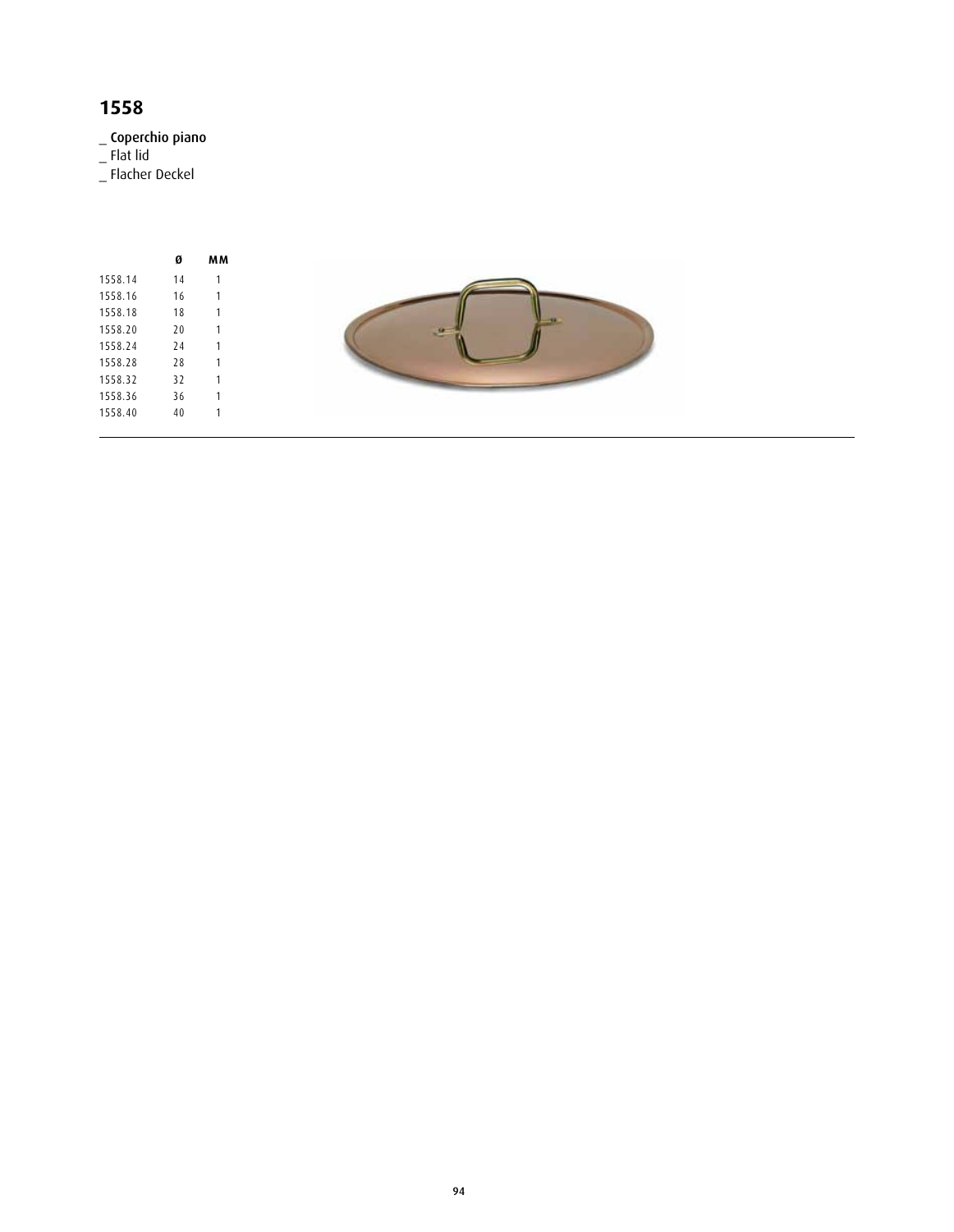# 1558

_ Coperchio piano
_ Flat lid
_ Flacher Deckel

| | Ø | MM |
|---|---|---|
| 1558.14 | 14 | 1 |
| 1558.16 | 16 | 1 |
| 1558.18 | 18 | 1 |
| 1558.20 | 20 | 1 |
| 1558.24 | 24 | 1 |
| 1558.28 | 28 | 1 |
| 1558.32 | 32 | 1 |
| 1558.36 | 36 | 1 |
| 1558.40 | 40 | 1 |